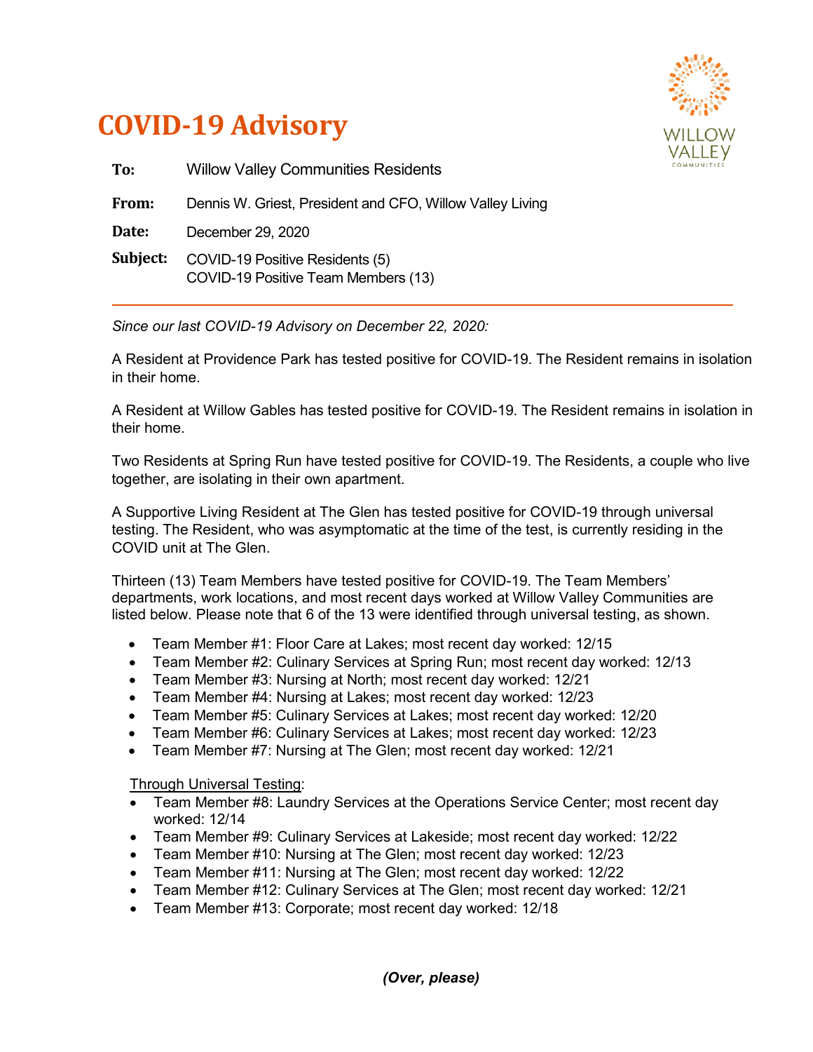# COVID-19 Advisory

**To:** Willow Valley Communities Residents

**From:** Dennis W. Griest, President and CFO, Willow Valley Living

**Date:** December 29, 2020

**Subject:** COVID-19 Positive Residents (5)
COVID-19 Positive Team Members (13)

---

*Since our last COVID-19 Advisory on December 22, 2020:*

A Resident at Providence Park has tested positive for COVID-19. The Resident remains in isolation in their home.

A Resident at Willow Gables has tested positive for COVID-19. The Resident remains in isolation in their home.

Two Residents at Spring Run have tested positive for COVID-19. The Residents, a couple who live together, are isolating in their own apartment.

A Supportive Living Resident at The Glen has tested positive for COVID-19 through universal testing. The Resident, who was asymptomatic at the time of the test, is currently residing in the COVID unit at The Glen.

Thirteen (13) Team Members have tested positive for COVID-19. The Team Members' departments, work locations, and most recent days worked at Willow Valley Communities are listed below. Please note that 6 of the 13 were identified through universal testing, as shown.

- Team Member #1: Floor Care at Lakes; most recent day worked: 12/15
- Team Member #2: Culinary Services at Spring Run; most recent day worked: 12/13
- Team Member #3: Nursing at North; most recent day worked: 12/21
- Team Member #4: Nursing at Lakes; most recent day worked: 12/23
- Team Member #5: Culinary Services at Lakes; most recent day worked: 12/20
- Team Member #6: Culinary Services at Lakes; most recent day worked: 12/23
- Team Member #7: Nursing at The Glen; most recent day worked: 12/21

Through Universal Testing:

- Team Member #8: Laundry Services at the Operations Service Center; most recent day worked: 12/14
- Team Member #9: Culinary Services at Lakeside; most recent day worked: 12/22
- Team Member #10: Nursing at The Glen; most recent day worked: 12/23
- Team Member #11: Nursing at The Glen; most recent day worked: 12/22
- Team Member #12: Culinary Services at The Glen; most recent day worked: 12/21
- Team Member #13: Corporate; most recent day worked: 12/18

***(Over, please)***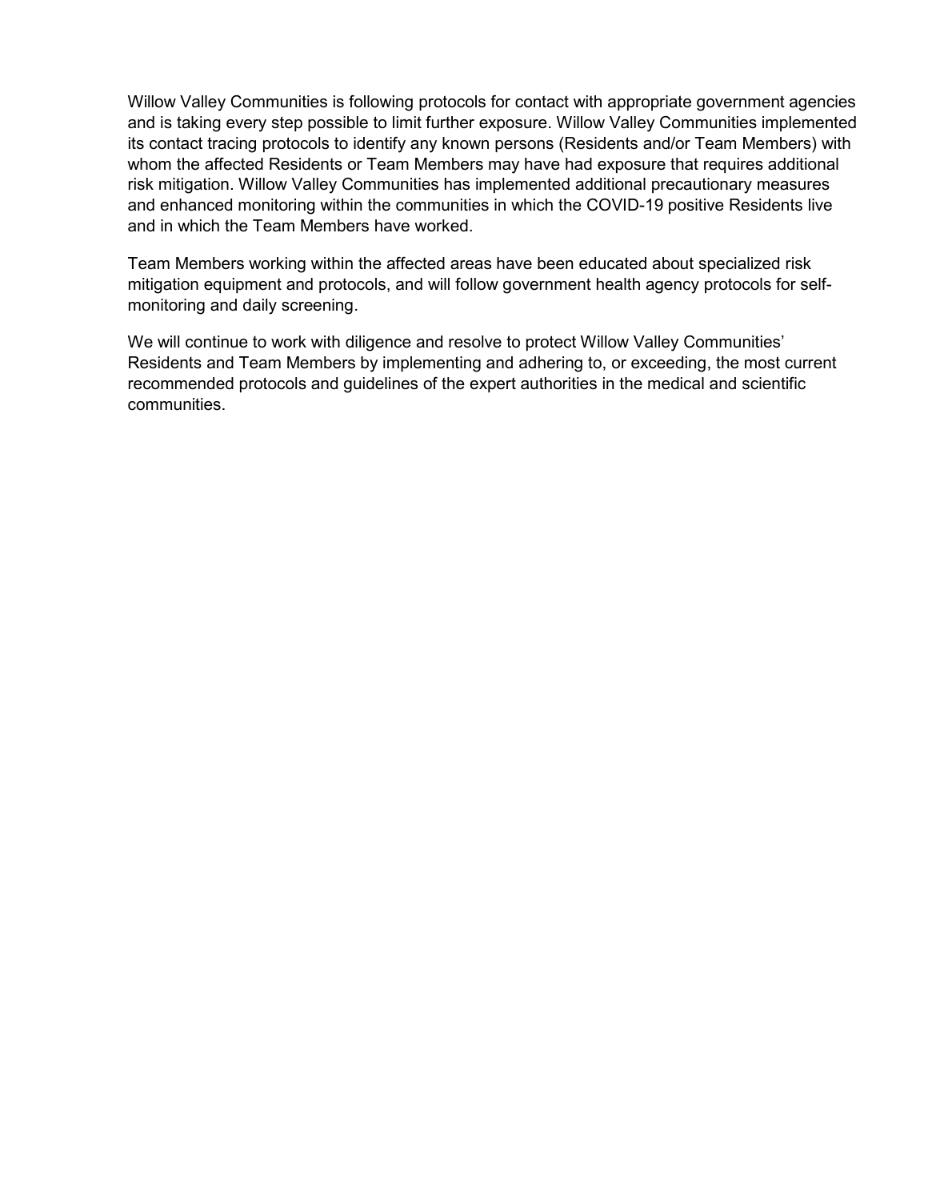Willow Valley Communities is following protocols for contact with appropriate government agencies and is taking every step possible to limit further exposure. Willow Valley Communities implemented its contact tracing protocols to identify any known persons (Residents and/or Team Members) with whom the affected Residents or Team Members may have had exposure that requires additional risk mitigation. Willow Valley Communities has implemented additional precautionary measures and enhanced monitoring within the communities in which the COVID-19 positive Residents live and in which the Team Members have worked.

Team Members working within the affected areas have been educated about specialized risk mitigation equipment and protocols, and will follow government health agency protocols for self-monitoring and daily screening.

We will continue to work with diligence and resolve to protect Willow Valley Communities' Residents and Team Members by implementing and adhering to, or exceeding, the most current recommended protocols and guidelines of the expert authorities in the medical and scientific communities.